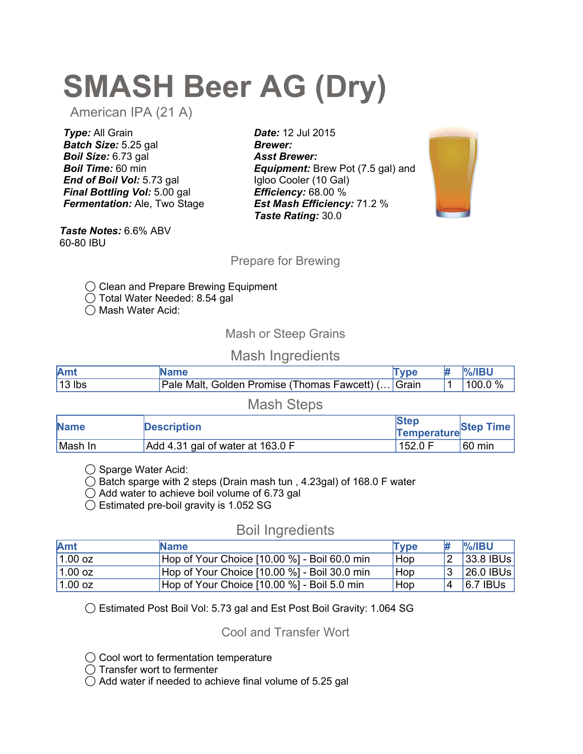# SMASH Beer AG (Dry)

American IPA (21 A)

***Type:*** All Grain
***Batch Size:*** 5.25 gal
***Boil Size:*** 6.73 gal
***Boil Time:*** 60 min
***End of Boil Vol:*** 5.73 gal
***Final Bottling Vol:*** 5.00 gal
***Fermentation:*** Ale, Two Stage

***Date:*** 12 Jul 2015
***Brewer:***
***Asst Brewer:***
***Equipment:*** Brew Pot (7.5 gal) and Igloo Cooler (10 Gal)
***Efficiency:*** 68.00 %
***Est Mash Efficiency:*** 71.2 %
***Taste Rating:*** 30.0

***Taste Notes:*** 6.6% ABV
60-80 IBU

## Prepare for Brewing

- ◯ Clean and Prepare Brewing Equipment
- ◯ Total Water Needed: 8.54 gal
- ◯ Mash Water Acid:

## Mash or Steep Grains

### Mash Ingredients

| Amt | Name | Type | # | %/IBU |
|---|---|---|---|---|
| 13 lbs | Pale Malt, Golden Promise (Thomas Fawcett) (… | Grain | 1 | 100.0 % |

### Mash Steps

| Name | Description | Step Temperature | Step Time |
|---|---|---|---|
| Mash In | Add 4.31 gal of water at 163.0 F | 152.0 F | 60 min |

- ◯ Sparge Water Acid:
- ◯ Batch sparge with 2 steps (Drain mash tun , 4.23gal) of 168.0 F water
- ◯ Add water to achieve boil volume of 6.73 gal
- ◯ Estimated pre-boil gravity is 1.052 SG

### Boil Ingredients

| Amt | Name | Type | # | %/IBU |
|---|---|---|---|---|
| 1.00 oz | Hop of Your Choice [10.00 %] - Boil 60.0 min | Hop | 2 | 33.8 IBUs |
| 1.00 oz | Hop of Your Choice [10.00 %] - Boil 30.0 min | Hop | 3 | 26.0 IBUs |
| 1.00 oz | Hop of Your Choice [10.00 %] - Boil 5.0 min | Hop | 4 | 6.7 IBUs |

- ◯ Estimated Post Boil Vol: 5.73 gal and Est Post Boil Gravity: 1.064 SG

## Cool and Transfer Wort

- ◯ Cool wort to fermentation temperature
- ◯ Transfer wort to fermenter
- ◯ Add water if needed to achieve final volume of 5.25 gal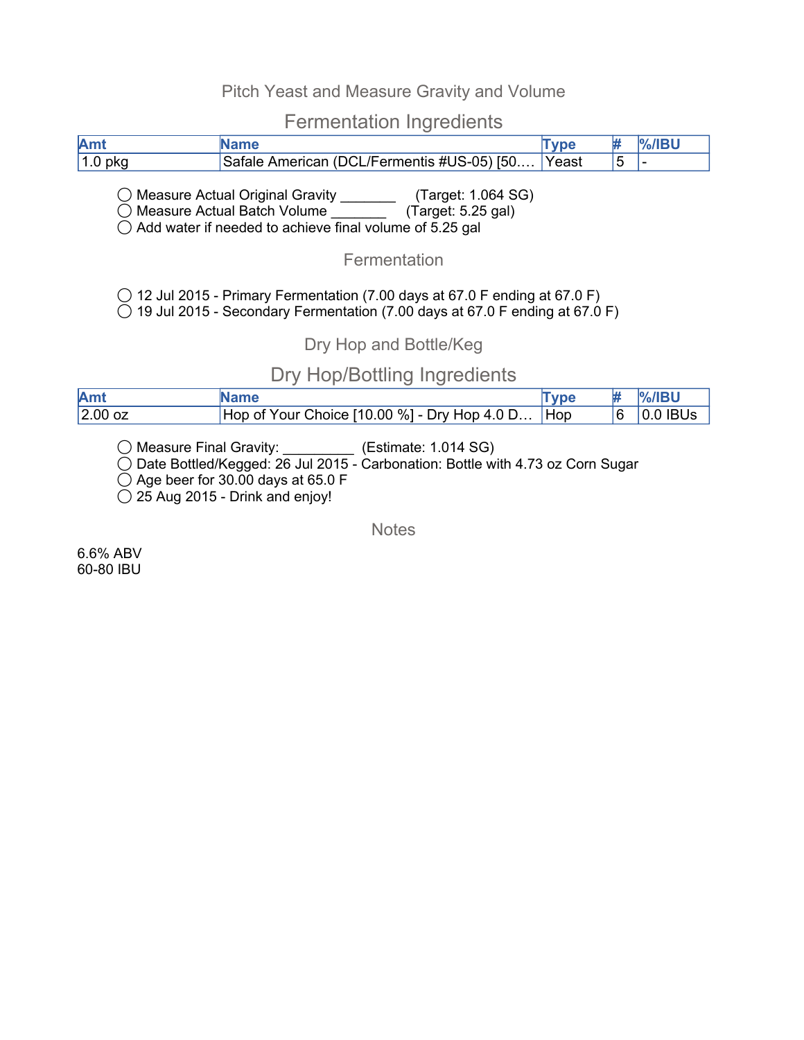## Pitch Yeast and Measure Gravity and Volume

### Fermentation Ingredients

| Amt | Name | Type | # | %/IBU |
|---|---|---|---|---|
| 1.0 pkg | Safale American (DCL/Fermentis #US-05) [50.… | Yeast | 5 | - |

- ◯ Measure Actual Original Gravity _______ (Target: 1.064 SG)
- ◯ Measure Actual Batch Volume _______ (Target: 5.25 gal)
- ◯ Add water if needed to achieve final volume of 5.25 gal

## Fermentation

- ◯ 12 Jul 2015 - Primary Fermentation (7.00 days at 67.0 F ending at 67.0 F)
- ◯ 19 Jul 2015 - Secondary Fermentation (7.00 days at 67.0 F ending at 67.0 F)

## Dry Hop and Bottle/Keg

### Dry Hop/Bottling Ingredients

| Amt | Name | Type | # | %/IBU |
|---|---|---|---|---|
| 2.00 oz | Hop of Your Choice [10.00 %] - Dry Hop 4.0 D… | Hop | 6 | 0.0 IBUs |

- ◯ Measure Final Gravity: _________ (Estimate: 1.014 SG)
- ◯ Date Bottled/Kegged: 26 Jul 2015 - Carbonation: Bottle with 4.73 oz Corn Sugar
- ◯ Age beer for 30.00 days at 65.0 F
- ◯ 25 Aug 2015 - Drink and enjoy!

## Notes

6.6% ABV
60-80 IBU